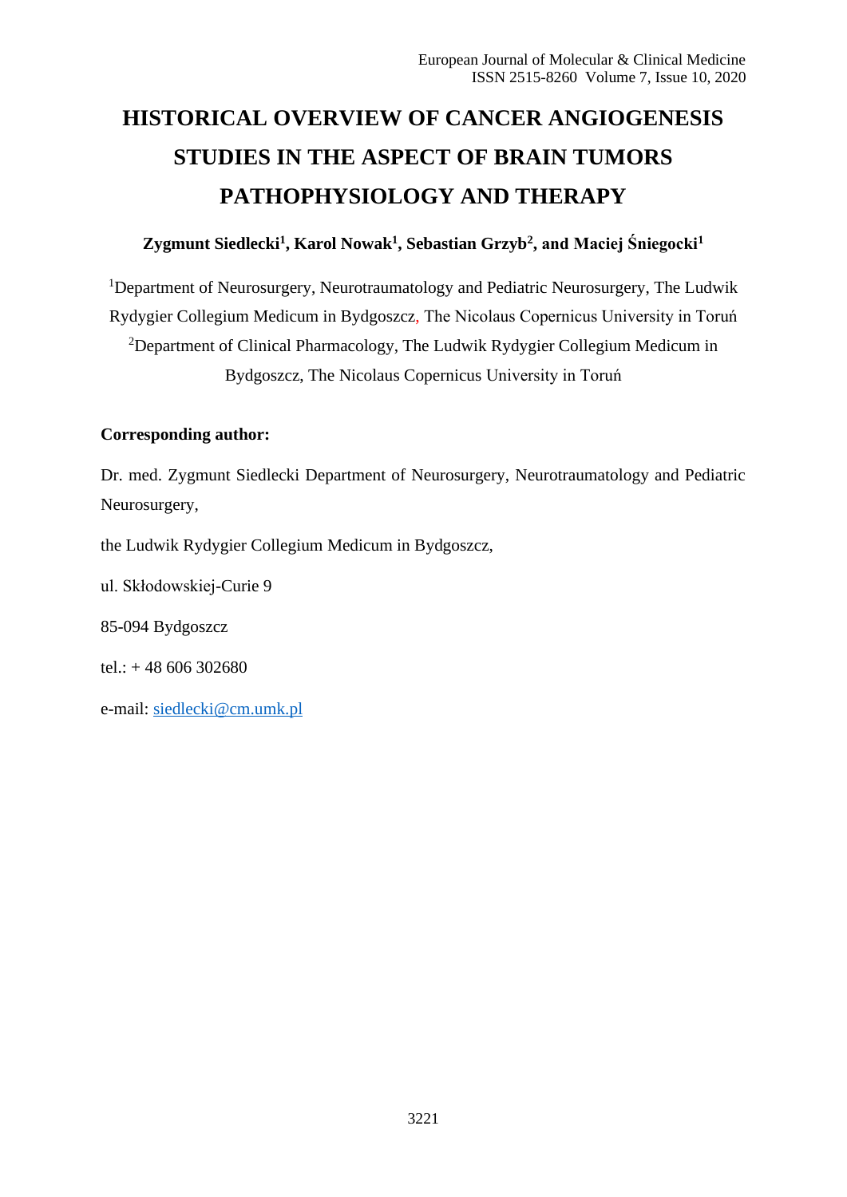# HISTORICAL OVERVIEW OF CANCER ANGIOGENESIS STUDIES IN THE ASPECT OF BRAIN TUMORS PATHOPHYSIOLOGY AND THERAPY

**Zygmunt Siedlecki[1], Karol Nowak[1], Sebastian Grzyb[2], and Maciej Śniegocki[1]**

[1]Department of Neurosurgery, Neurotraumatology and Pediatric Neurosurgery, The Ludwik Rydygier Collegium Medicum in Bydgoszcz, The Nicolaus Copernicus University in Toruń

[2]Department of Clinical Pharmacology, The Ludwik Rydygier Collegium Medicum in Bydgoszcz, The Nicolaus Copernicus University in Toruń

**Corresponding author:**

Dr. med. Zygmunt Siedlecki Department of Neurosurgery, Neurotraumatology and Pediatric Neurosurgery,

the Ludwik Rydygier Collegium Medicum in Bydgoszcz,

ul. Skłodowskiej-Curie 9

85-094 Bydgoszcz

tel.: + 48 606 302680

e-mail: siedlecki@cm.umk.pl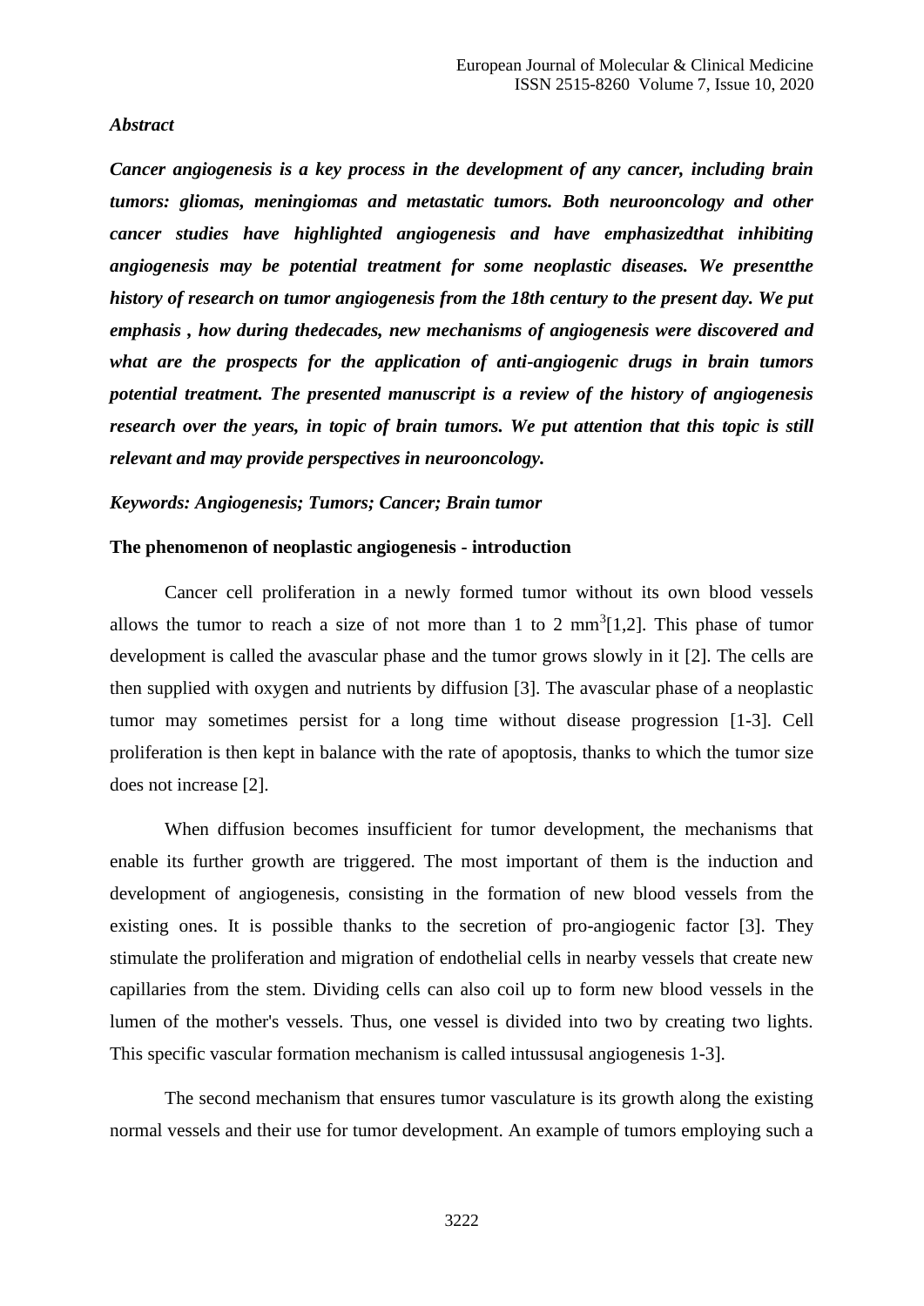*Abstract*

***Cancer angiogenesis is a key process in the development of any cancer, including brain tumors: gliomas, meningiomas and metastatic tumors. Both neurooncology and other cancer studies have highlighted angiogenesis and have emphasizedthat inhibiting angiogenesis may be potential treatment for some neoplastic diseases. We presentthe history of research on tumor angiogenesis from the 18th century to the present day. We put emphasis , how during thedecades, new mechanisms of angiogenesis were discovered and what are the prospects for the application of anti-angiogenic drugs in brain tumors potential treatment. The presented manuscript is a review of the history of angiogenesis research over the years, in topic of brain tumors. We put attention that this topic is still relevant and may provide perspectives in neurooncology.***

***Keywords: Angiogenesis; Tumors; Cancer; Brain tumor***

**The phenomenon of neoplastic angiogenesis - introduction**

Cancer cell proliferation in a newly formed tumor without its own blood vessels allows the tumor to reach a size of not more than 1 to 2 $mm^3$[1,2]. This phase of tumor development is called the avascular phase and the tumor grows slowly in it [2]. The cells are then supplied with oxygen and nutrients by diffusion [3]. The avascular phase of a neoplastic tumor may sometimes persist for a long time without disease progression [1-3]. Cell proliferation is then kept in balance with the rate of apoptosis, thanks to which the tumor size does not increase [2].

When diffusion becomes insufficient for tumor development, the mechanisms that enable its further growth are triggered. The most important of them is the induction and development of angiogenesis, consisting in the formation of new blood vessels from the existing ones. It is possible thanks to the secretion of pro-angiogenic factor [3]. They stimulate the proliferation and migration of endothelial cells in nearby vessels that create new capillaries from the stem. Dividing cells can also coil up to form new blood vessels in the lumen of the mother's vessels. Thus, one vessel is divided into two by creating two lights. This specific vascular formation mechanism is called intussusal angiogenesis 1-3].

The second mechanism that ensures tumor vasculature is its growth along the existing normal vessels and their use for tumor development. An example of tumors employing such a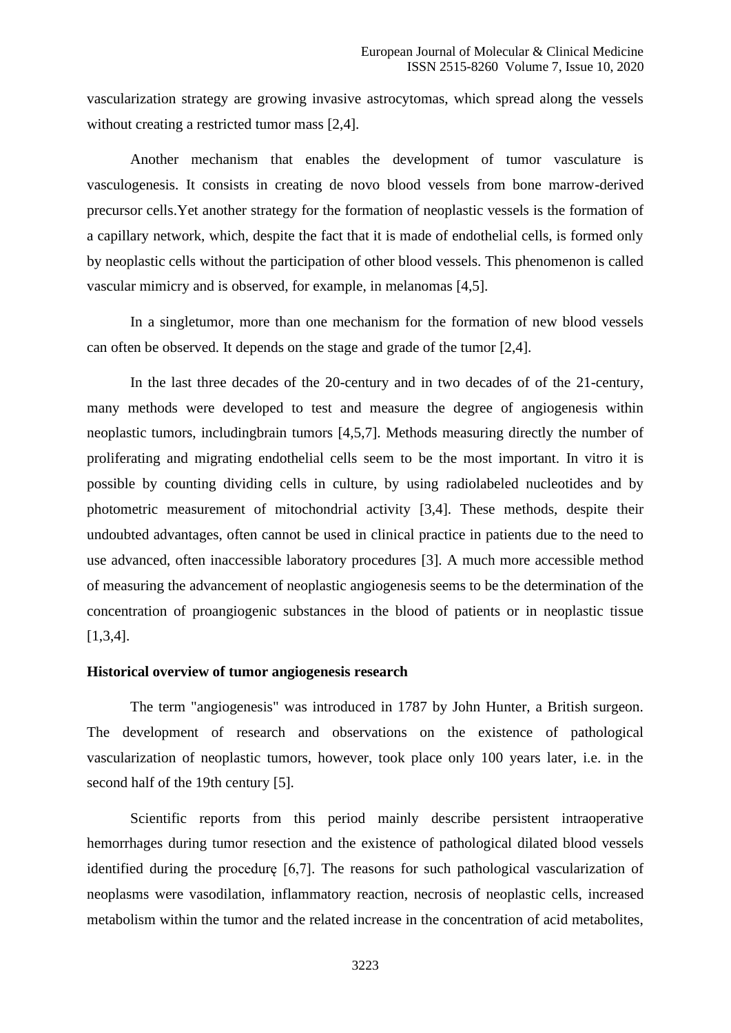vascularization strategy are growing invasive astrocytomas, which spread along the vessels without creating a restricted tumor mass [2,4].

Another mechanism that enables the development of tumor vasculature is vasculogenesis. It consists in creating de novo blood vessels from bone marrow-derived precursor cells.Yet another strategy for the formation of neoplastic vessels is the formation of a capillary network, which, despite the fact that it is made of endothelial cells, is formed only by neoplastic cells without the participation of other blood vessels. This phenomenon is called vascular mimicry and is observed, for example, in melanomas [4,5].

In a singletumor, more than one mechanism for the formation of new blood vessels can often be observed. It depends on the stage and grade of the tumor [2,4].

In the last three decades of the 20-century and in two decades of of the 21-century, many methods were developed to test and measure the degree of angiogenesis within neoplastic tumors, includingbrain tumors [4,5,7]. Methods measuring directly the number of proliferating and migrating endothelial cells seem to be the most important. In vitro it is possible by counting dividing cells in culture, by using radiolabeled nucleotides and by photometric measurement of mitochondrial activity [3,4]. These methods, despite their undoubted advantages, often cannot be used in clinical practice in patients due to the need to use advanced, often inaccessible laboratory procedures [3]. A much more accessible method of measuring the advancement of neoplastic angiogenesis seems to be the determination of the concentration of proangiogenic substances in the blood of patients or in neoplastic tissue [1,3,4].

**Historical overview of tumor angiogenesis research**

The term "angiogenesis" was introduced in 1787 by John Hunter, a British surgeon. The development of research and observations on the existence of pathological vascularization of neoplastic tumors, however, took place only 100 years later, i.e. in the second half of the 19th century [5].

Scientific reports from this period mainly describe persistent intraoperative hemorrhages during tumor resection and the existence of pathological dilated blood vessels identified during the procedure [6,7]. The reasons for such pathological vascularization of neoplasms were vasodilation, inflammatory reaction, necrosis of neoplastic cells, increased metabolism within the tumor and the related increase in the concentration of acid metabolites,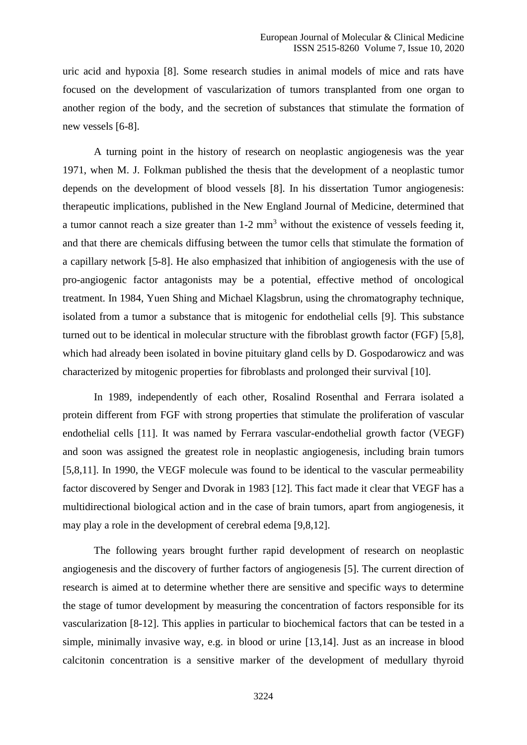uric acid and hypoxia [8]. Some research studies in animal models of mice and rats have focused on the development of vascularization of tumors transplanted from one organ to another region of the body, and the secretion of substances that stimulate the formation of new vessels [6-8].

A turning point in the history of research on neoplastic angiogenesis was the year 1971, when M. J. Folkman published the thesis that the development of a neoplastic tumor depends on the development of blood vessels [8]. In his dissertation Tumor angiogenesis: therapeutic implications, published in the New England Journal of Medicine, determined that a tumor cannot reach a size greater than 1-2 $mm^3$ without the existence of vessels feeding it, and that there are chemicals diffusing between the tumor cells that stimulate the formation of a capillary network [5-8]. He also emphasized that inhibition of angiogenesis with the use of pro-angiogenic factor antagonists may be a potential, effective method of oncological treatment. In 1984, Yuen Shing and Michael Klagsbrun, using the chromatography technique, isolated from a tumor a substance that is mitogenic for endothelial cells [9]. This substance turned out to be identical in molecular structure with the fibroblast growth factor (FGF) [5,8], which had already been isolated in bovine pituitary gland cells by D. Gospodarowicz and was characterized by mitogenic properties for fibroblasts and prolonged their survival [10].

In 1989, independently of each other, Rosalind Rosenthal and Ferrara isolated a protein different from FGF with strong properties that stimulate the proliferation of vascular endothelial cells [11]. It was named by Ferrara vascular-endothelial growth factor (VEGF) and soon was assigned the greatest role in neoplastic angiogenesis, including brain tumors [5,8,11]. In 1990, the VEGF molecule was found to be identical to the vascular permeability factor discovered by Senger and Dvorak in 1983 [12]. This fact made it clear that VEGF has a multidirectional biological action and in the case of brain tumors, apart from angiogenesis, it may play a role in the development of cerebral edema [9,8,12].

The following years brought further rapid development of research on neoplastic angiogenesis and the discovery of further factors of angiogenesis [5]. The current direction of research is aimed at to determine whether there are sensitive and specific ways to determine the stage of tumor development by measuring the concentration of factors responsible for its vascularization [8-12]. This applies in particular to biochemical factors that can be tested in a simple, minimally invasive way, e.g. in blood or urine [13,14]. Just as an increase in blood calcitonin concentration is a sensitive marker of the development of medullary thyroid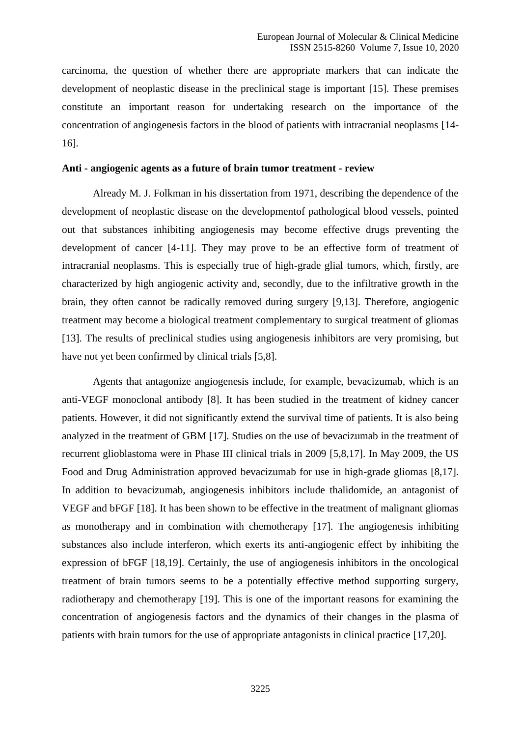carcinoma, the question of whether there are appropriate markers that can indicate the development of neoplastic disease in the preclinical stage is important [15]. These premises constitute an important reason for undertaking research on the importance of the concentration of angiogenesis factors in the blood of patients with intracranial neoplasms [14-16].

**Anti - angiogenic agents as a future of brain tumor treatment - review**

Already M. J. Folkman in his dissertation from 1971, describing the dependence of the development of neoplastic disease on the developmentof pathological blood vessels, pointed out that substances inhibiting angiogenesis may become effective drugs preventing the development of cancer [4-11]. They may prove to be an effective form of treatment of intracranial neoplasms. This is especially true of high-grade glial tumors, which, firstly, are characterized by high angiogenic activity and, secondly, due to the infiltrative growth in the brain, they often cannot be radically removed during surgery [9,13]. Therefore, angiogenic treatment may become a biological treatment complementary to surgical treatment of gliomas [13]. The results of preclinical studies using angiogenesis inhibitors are very promising, but have not yet been confirmed by clinical trials [5,8].

Agents that antagonize angiogenesis include, for example, bevacizumab, which is an anti-VEGF monoclonal antibody [8]. It has been studied in the treatment of kidney cancer patients. However, it did not significantly extend the survival time of patients. It is also being analyzed in the treatment of GBM [17]. Studies on the use of bevacizumab in the treatment of recurrent glioblastoma were in Phase III clinical trials in 2009 [5,8,17]. In May 2009, the US Food and Drug Administration approved bevacizumab for use in high-grade gliomas [8,17]. In addition to bevacizumab, angiogenesis inhibitors include thalidomide, an antagonist of VEGF and bFGF [18]. It has been shown to be effective in the treatment of malignant gliomas as monotherapy and in combination with chemotherapy [17]. The angiogenesis inhibiting substances also include interferon, which exerts its anti-angiogenic effect by inhibiting the expression of bFGF [18,19]. Certainly, the use of angiogenesis inhibitors in the oncological treatment of brain tumors seems to be a potentially effective method supporting surgery, radiotherapy and chemotherapy [19]. This is one of the important reasons for examining the concentration of angiogenesis factors and the dynamics of their changes in the plasma of patients with brain tumors for the use of appropriate antagonists in clinical practice [17,20].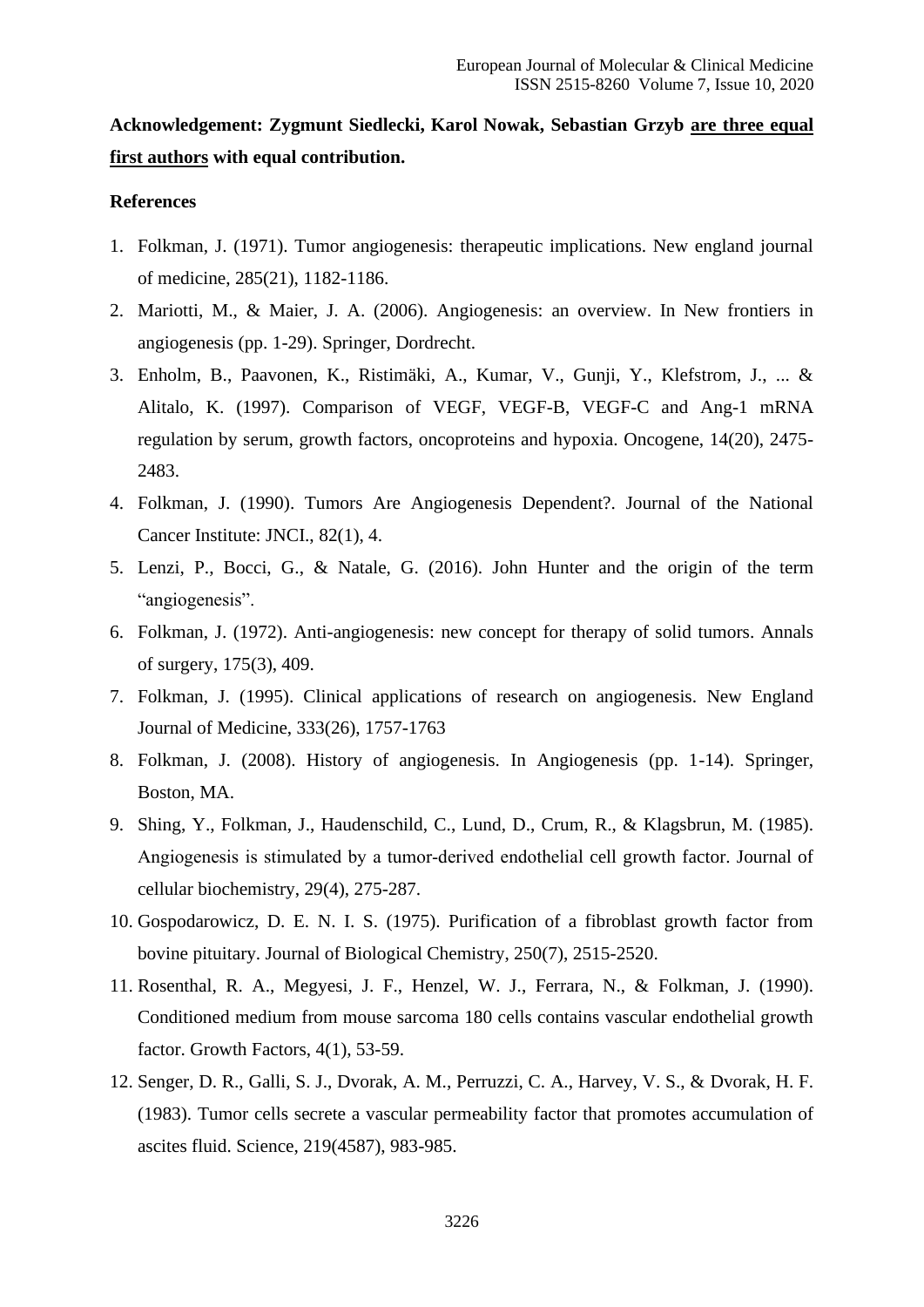**Acknowledgement: Zygmunt Siedlecki, Karol Nowak, Sebastian Grzyb <u>are three equal first authors</u> with equal contribution.**

## References

1. Folkman, J. (1971). Tumor angiogenesis: therapeutic implications. New england journal of medicine, 285(21), 1182-1186.
2. Mariotti, M., & Maier, J. A. (2006). Angiogenesis: an overview. In New frontiers in angiogenesis (pp. 1-29). Springer, Dordrecht.
3. Enholm, B., Paavonen, K., Ristimäki, A., Kumar, V., Gunji, Y., Klefstrom, J., ... & Alitalo, K. (1997). Comparison of VEGF, VEGF-B, VEGF-C and Ang-1 mRNA regulation by serum, growth factors, oncoproteins and hypoxia. Oncogene, 14(20), 2475-2483.
4. Folkman, J. (1990). Tumors Are Angiogenesis Dependent?. Journal of the National Cancer Institute: JNCI., 82(1), 4.
5. Lenzi, P., Bocci, G., & Natale, G. (2016). John Hunter and the origin of the term "angiogenesis".
6. Folkman, J. (1972). Anti-angiogenesis: new concept for therapy of solid tumors. Annals of surgery, 175(3), 409.
7. Folkman, J. (1995). Clinical applications of research on angiogenesis. New England Journal of Medicine, 333(26), 1757-1763
8. Folkman, J. (2008). History of angiogenesis. In Angiogenesis (pp. 1-14). Springer, Boston, MA.
9. Shing, Y., Folkman, J., Haudenschild, C., Lund, D., Crum, R., & Klagsbrun, M. (1985). Angiogenesis is stimulated by a tumor-derived endothelial cell growth factor. Journal of cellular biochemistry, 29(4), 275-287.
10. Gospodarowicz, D. E. N. I. S. (1975). Purification of a fibroblast growth factor from bovine pituitary. Journal of Biological Chemistry, 250(7), 2515-2520.
11. Rosenthal, R. A., Megyesi, J. F., Henzel, W. J., Ferrara, N., & Folkman, J. (1990). Conditioned medium from mouse sarcoma 180 cells contains vascular endothelial growth factor. Growth Factors, 4(1), 53-59.
12. Senger, D. R., Galli, S. J., Dvorak, A. M., Perruzzi, C. A., Harvey, V. S., & Dvorak, H. F. (1983). Tumor cells secrete a vascular permeability factor that promotes accumulation of ascites fluid. Science, 219(4587), 983-985.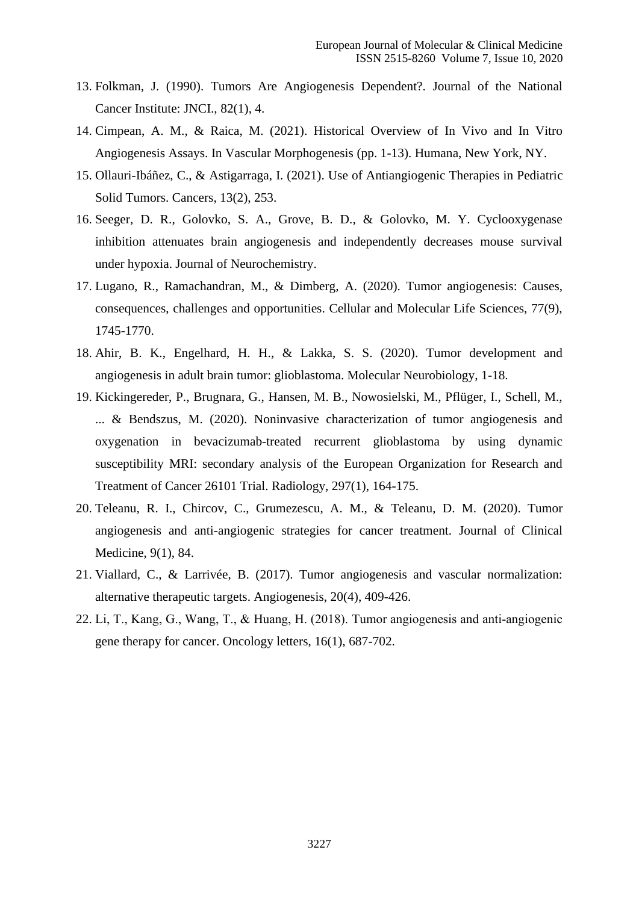13. Folkman, J. (1990). Tumors Are Angiogenesis Dependent?. Journal of the National Cancer Institute: JNCI., 82(1), 4.
14. Cimpean, A. M., & Raica, M. (2021). Historical Overview of In Vivo and In Vitro Angiogenesis Assays. In Vascular Morphogenesis (pp. 1-13). Humana, New York, NY.
15. Ollauri-Ibáñez, C., & Astigarraga, I. (2021). Use of Antiangiogenic Therapies in Pediatric Solid Tumors. Cancers, 13(2), 253.
16. Seeger, D. R., Golovko, S. A., Grove, B. D., & Golovko, M. Y. Cyclooxygenase inhibition attenuates brain angiogenesis and independently decreases mouse survival under hypoxia. Journal of Neurochemistry.
17. Lugano, R., Ramachandran, M., & Dimberg, A. (2020). Tumor angiogenesis: Causes, consequences, challenges and opportunities. Cellular and Molecular Life Sciences, 77(9), 1745-1770.
18. Ahir, B. K., Engelhard, H. H., & Lakka, S. S. (2020). Tumor development and angiogenesis in adult brain tumor: glioblastoma. Molecular Neurobiology, 1-18.
19. Kickingereder, P., Brugnara, G., Hansen, M. B., Nowosielski, M., Pflüger, I., Schell, M., ... & Bendszus, M. (2020). Noninvasive characterization of tumor angiogenesis and oxygenation in bevacizumab-treated recurrent glioblastoma by using dynamic susceptibility MRI: secondary analysis of the European Organization for Research and Treatment of Cancer 26101 Trial. Radiology, 297(1), 164-175.
20. Teleanu, R. I., Chircov, C., Grumezescu, A. M., & Teleanu, D. M. (2020). Tumor angiogenesis and anti-angiogenic strategies for cancer treatment. Journal of Clinical Medicine, 9(1), 84.
21. Viallard, C., & Larrivée, B. (2017). Tumor angiogenesis and vascular normalization: alternative therapeutic targets. Angiogenesis, 20(4), 409-426.
22. Li, T., Kang, G., Wang, T., & Huang, H. (2018). Tumor angiogenesis and anti-angiogenic gene therapy for cancer. Oncology letters, 16(1), 687-702.